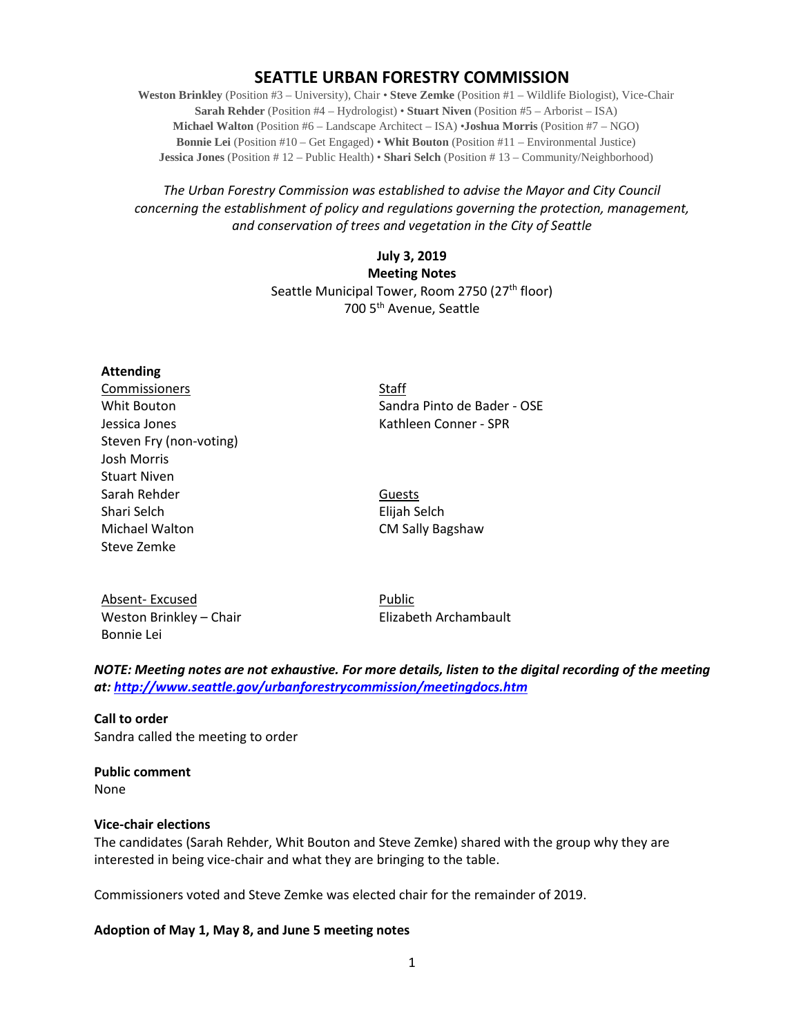# SEATTLE URBAN FORESTRY COMMISSION

**Weston Brinkley** (Position #3 – University), Chair • **Steve Zemke** (Position #1 – Wildlife Biologist), Vice-Chair
**Sarah Rehder** (Position #4 – Hydrologist) • **Stuart Niven** (Position #5 – Arborist – ISA)
**Michael Walton** (Position #6 – Landscape Architect – ISA) •**Joshua Morris** (Position #7 – NGO)
**Bonnie Lei** (Position #10 – Get Engaged) • **Whit Bouton** (Position #11 – Environmental Justice)
**Jessica Jones** (Position # 12 – Public Health) • **Shari Selch** (Position # 13 – Community/Neighborhood)

*The Urban Forestry Commission was established to advise the Mayor and City Council concerning the establishment of policy and regulations governing the protection, management, and conservation of trees and vegetation in the City of Seattle*

**July 3, 2019**
**Meeting Notes**
Seattle Municipal Tower, Room 2750 (27th floor)
700 5th Avenue, Seattle

**Attending**

Commissioners
Whit Bouton
Jessica Jones
Steven Fry (non-voting)
Josh Morris
Stuart Niven
Sarah Rehder
Shari Selch
Michael Walton
Steve Zemke

Staff
Sandra Pinto de Bader - OSE
Kathleen Conner - SPR

Guests
Elijah Selch
CM Sally Bagshaw

Absent- Excused
Weston Brinkley – Chair
Bonnie Lei

Public
Elizabeth Archambault

***NOTE: Meeting notes are not exhaustive. For more details, listen to the digital recording of the meeting at: [http://www.seattle.gov/urbanforestrycommission/meetingdocs.htm](http://www.seattle.gov/urbanforestrycommission/meetingdocs.htm)***

**Call to order**
Sandra called the meeting to order

**Public comment**
None

**Vice-chair elections**
The candidates (Sarah Rehder, Whit Bouton and Steve Zemke) shared with the group why they are interested in being vice-chair and what they are bringing to the table.

Commissioners voted and Steve Zemke was elected chair for the remainder of 2019.

**Adoption of May 1, May 8, and June 5 meeting notes**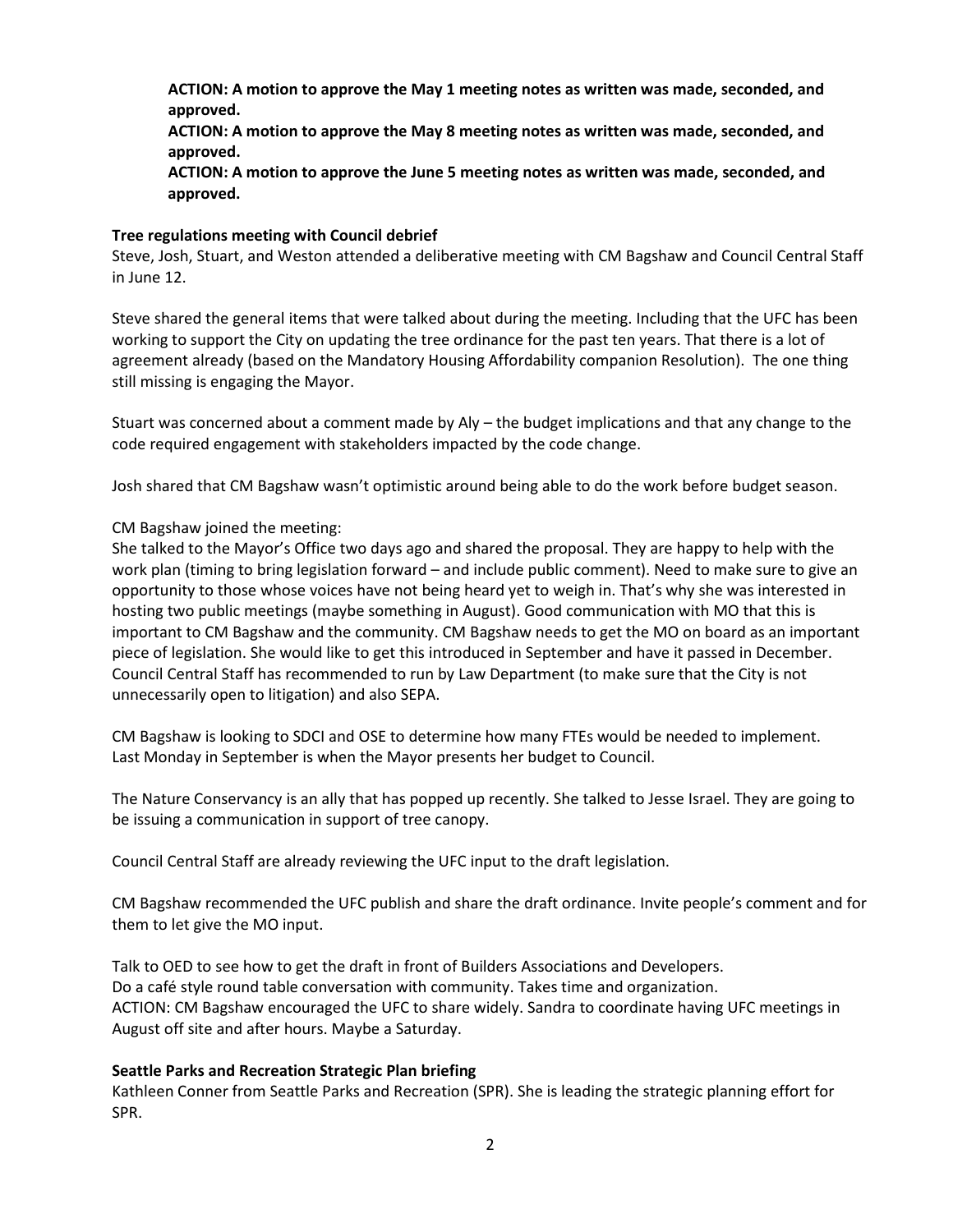**ACTION: A motion to approve the May 1 meeting notes as written was made, seconded, and approved.**
**ACTION: A motion to approve the May 8 meeting notes as written was made, seconded, and approved.**
**ACTION: A motion to approve the June 5 meeting notes as written was made, seconded, and approved.**

**Tree regulations meeting with Council debrief**

Steve, Josh, Stuart, and Weston attended a deliberative meeting with CM Bagshaw and Council Central Staff in June 12.

Steve shared the general items that were talked about during the meeting. Including that the UFC has been working to support the City on updating the tree ordinance for the past ten years. That there is a lot of agreement already (based on the Mandatory Housing Affordability companion Resolution). The one thing still missing is engaging the Mayor.

Stuart was concerned about a comment made by Aly – the budget implications and that any change to the code required engagement with stakeholders impacted by the code change.

Josh shared that CM Bagshaw wasn't optimistic around being able to do the work before budget season.

CM Bagshaw joined the meeting:
She talked to the Mayor's Office two days ago and shared the proposal. They are happy to help with the work plan (timing to bring legislation forward – and include public comment). Need to make sure to give an opportunity to those whose voices have not being heard yet to weigh in. That's why she was interested in hosting two public meetings (maybe something in August). Good communication with MO that this is important to CM Bagshaw and the community. CM Bagshaw needs to get the MO on board as an important piece of legislation. She would like to get this introduced in September and have it passed in December. Council Central Staff has recommended to run by Law Department (to make sure that the City is not unnecessarily open to litigation) and also SEPA.

CM Bagshaw is looking to SDCI and OSE to determine how many FTEs would be needed to implement.
Last Monday in September is when the Mayor presents her budget to Council.

The Nature Conservancy is an ally that has popped up recently. She talked to Jesse Israel. They are going to be issuing a communication in support of tree canopy.

Council Central Staff are already reviewing the UFC input to the draft legislation.

CM Bagshaw recommended the UFC publish and share the draft ordinance. Invite people's comment and for them to let give the MO input.

Talk to OED to see how to get the draft in front of Builders Associations and Developers.
Do a café style round table conversation with community. Takes time and organization.
ACTION: CM Bagshaw encouraged the UFC to share widely. Sandra to coordinate having UFC meetings in August off site and after hours. Maybe a Saturday.

**Seattle Parks and Recreation Strategic Plan briefing**

Kathleen Conner from Seattle Parks and Recreation (SPR). She is leading the strategic planning effort for SPR.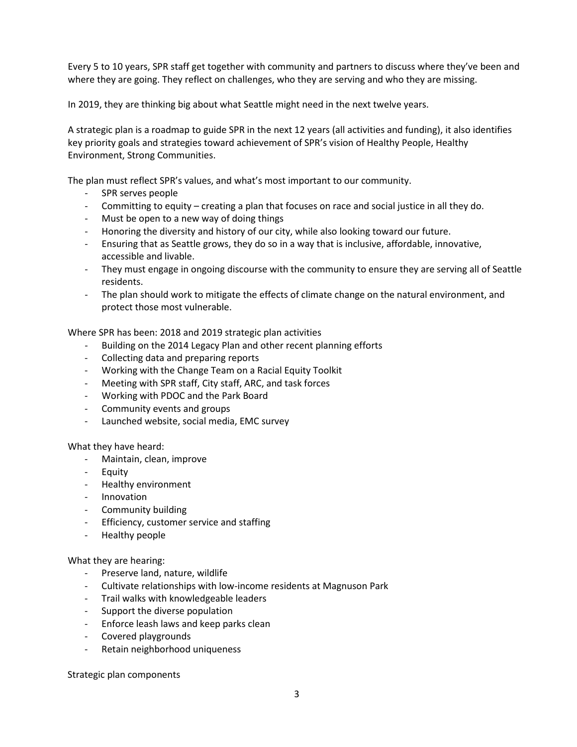Every 5 to 10 years, SPR staff get together with community and partners to discuss where they've been and where they are going. They reflect on challenges, who they are serving and who they are missing.

In 2019, they are thinking big about what Seattle might need in the next twelve years.

A strategic plan is a roadmap to guide SPR in the next 12 years (all activities and funding), it also identifies key priority goals and strategies toward achievement of SPR's vision of Healthy People, Healthy Environment, Strong Communities.

The plan must reflect SPR's values, and what's most important to our community.

- SPR serves people
- Committing to equity – creating a plan that focuses on race and social justice in all they do.
- Must be open to a new way of doing things
- Honoring the diversity and history of our city, while also looking toward our future.
- Ensuring that as Seattle grows, they do so in a way that is inclusive, affordable, innovative, accessible and livable.
- They must engage in ongoing discourse with the community to ensure they are serving all of Seattle residents.
- The plan should work to mitigate the effects of climate change on the natural environment, and protect those most vulnerable.

Where SPR has been: 2018 and 2019 strategic plan activities

- Building on the 2014 Legacy Plan and other recent planning efforts
- Collecting data and preparing reports
- Working with the Change Team on a Racial Equity Toolkit
- Meeting with SPR staff, City staff, ARC, and task forces
- Working with PDOC and the Park Board
- Community events and groups
- Launched website, social media, EMC survey

What they have heard:

- Maintain, clean, improve
- Equity
- Healthy environment
- Innovation
- Community building
- Efficiency, customer service and staffing
- Healthy people

What they are hearing:

- Preserve land, nature, wildlife
- Cultivate relationships with low-income residents at Magnuson Park
- Trail walks with knowledgeable leaders
- Support the diverse population
- Enforce leash laws and keep parks clean
- Covered playgrounds
- Retain neighborhood uniqueness

Strategic plan components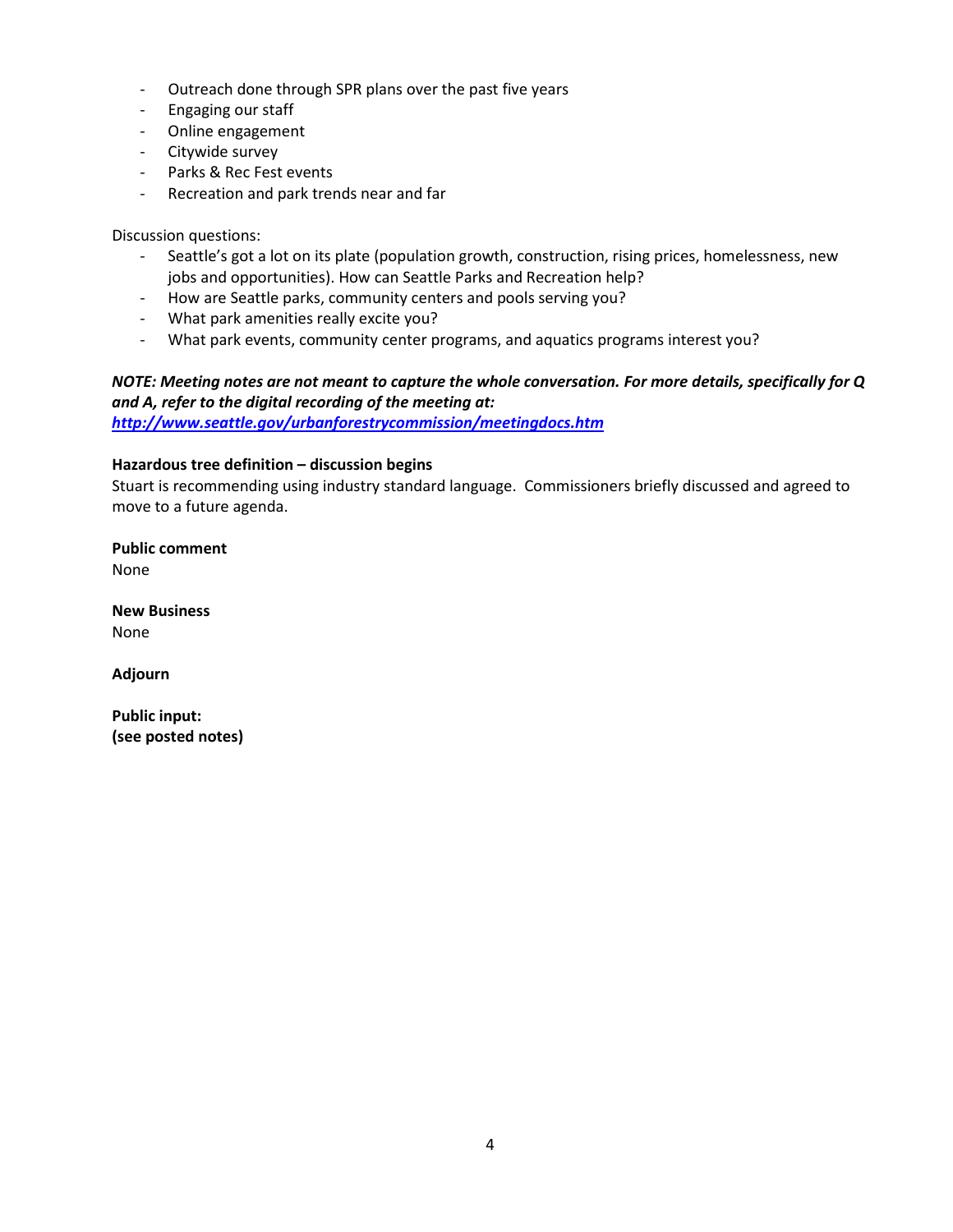- Outreach done through SPR plans over the past five years
- Engaging our staff
- Online engagement
- Citywide survey
- Parks & Rec Fest events
- Recreation and park trends near and far

Discussion questions:

- Seattle's got a lot on its plate (population growth, construction, rising prices, homelessness, new jobs and opportunities). How can Seattle Parks and Recreation help?
- How are Seattle parks, community centers and pools serving you?
- What park amenities really excite you?
- What park events, community center programs, and aquatics programs interest you?

***NOTE: Meeting notes are not meant to capture the whole conversation. For more details, specifically for Q and A, refer to the digital recording of the meeting at: [http://www.seattle.gov/urbanforestrycommission/meetingdocs.htm](http://www.seattle.gov/urbanforestrycommission/meetingdocs.htm)***

**Hazardous tree definition – discussion begins**

Stuart is recommending using industry standard language. Commissioners briefly discussed and agreed to move to a future agenda.

**Public comment**

None

**New Business**

None

**Adjourn**

**Public input:**
**(see posted notes)**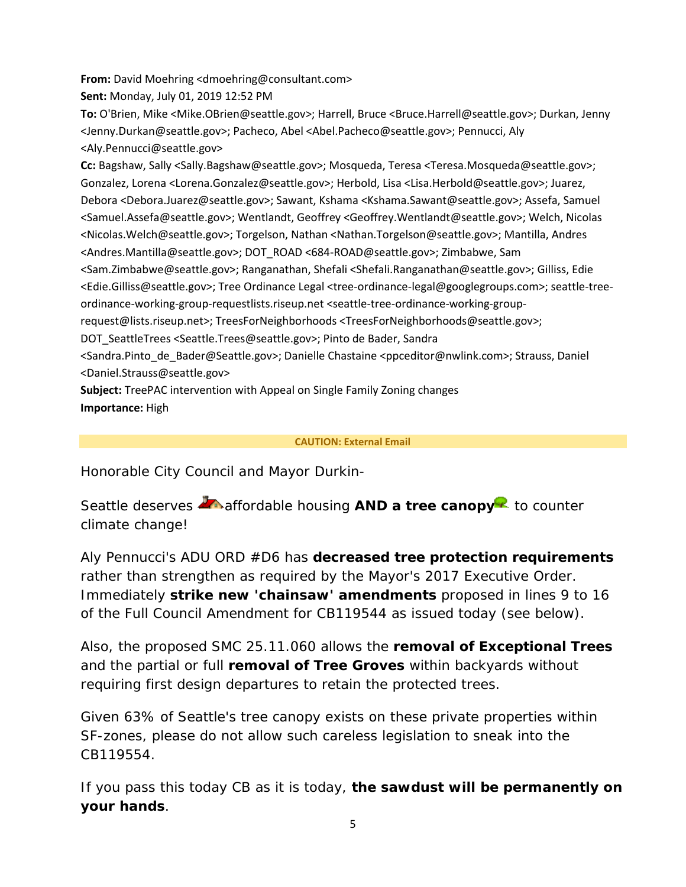**From:** David Moehring <dmoehring@consultant.com>
**Sent:** Monday, July 01, 2019 12:52 PM
**To:** O'Brien, Mike <Mike.OBrien@seattle.gov>; Harrell, Bruce <Bruce.Harrell@seattle.gov>; Durkan, Jenny <Jenny.Durkan@seattle.gov>; Pacheco, Abel <Abel.Pacheco@seattle.gov>; Pennucci, Aly <Aly.Pennucci@seattle.gov>
**Cc:** Bagshaw, Sally <Sally.Bagshaw@seattle.gov>; Mosqueda, Teresa <Teresa.Mosqueda@seattle.gov>; Gonzalez, Lorena <Lorena.Gonzalez@seattle.gov>; Herbold, Lisa <Lisa.Herbold@seattle.gov>; Juarez, Debora <Debora.Juarez@seattle.gov>; Sawant, Kshama <Kshama.Sawant@seattle.gov>; Assefa, Samuel <Samuel.Assefa@seattle.gov>; Wentlandt, Geoffrey <Geoffrey.Wentlandt@seattle.gov>; Welch, Nicolas <Nicolas.Welch@seattle.gov>; Torgelson, Nathan <Nathan.Torgelson@seattle.gov>; Mantilla, Andres <Andres.Mantilla@seattle.gov>; DOT_ROAD <684-ROAD@seattle.gov>; Zimbabwe, Sam <Sam.Zimbabwe@seattle.gov>; Ranganathan, Shefali <Shefali.Ranganathan@seattle.gov>; Gilliss, Edie <Edie.Gilliss@seattle.gov>; Tree Ordinance Legal <tree-ordinance-legal@googlegroups.com>; seattle-tree-ordinance-working-group-requestlists.riseup.net <seattle-tree-ordinance-working-group-request@lists.riseup.net>; TreesForNeighborhoods <TreesForNeighborhoods@seattle.gov>; DOT_SeattleTrees <Seattle.Trees@seattle.gov>; Pinto de Bader, Sandra <Sandra.Pinto_de_Bader@Seattle.gov>; Danielle Chastaine <ppceditor@nwlink.com>; Strauss, Daniel <Daniel.Strauss@seattle.gov>
**Subject:** TreePAC intervention with Appeal on Single Family Zoning changes
**Importance:** High

**CAUTION: External Email**

Honorable City Council and Mayor Durkin-

Seattle deserves affordable housing **AND a tree canopy** to counter climate change!

Aly Pennucci's ADU ORD #D6 has **decreased tree protection requirements** rather than strengthen as required by the Mayor's 2017 Executive Order. Immediately **strike new 'chainsaw' amendments** proposed in lines 9 to 16 of the Full Council Amendment for CB119544 as issued today (see below).

Also, the proposed SMC 25.11.060 allows the **removal of Exceptional Trees** and the partial or full **removal of Tree Groves** within backyards without requiring first design departures to retain the protected trees.

Given 63% of Seattle's tree canopy exists on these private properties within SF-zones, please do not allow such careless legislation to sneak into the CB119554.

If you pass this today CB as it is today, **the sawdust will be permanently on your hands**.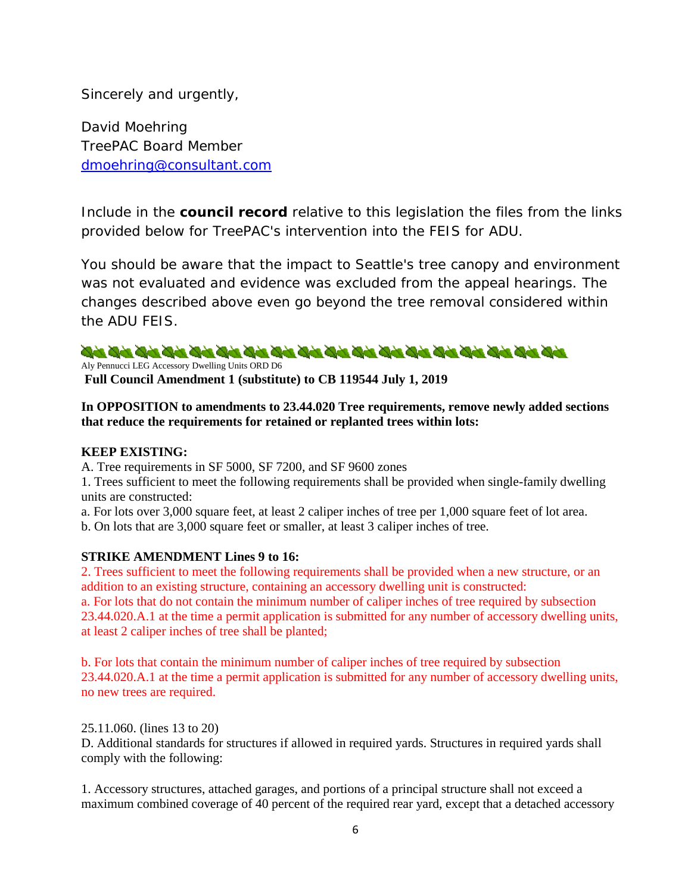Sincerely and urgently,

David Moehring
TreePAC Board Member
dmoehring@consultant.com

Include in the **council record** relative to this legislation the files from the links provided below for TreePAC's intervention into the FEIS for ADU.

You should be aware that the impact to Seattle's tree canopy and environment was not evaluated and evidence was excluded from the appeal hearings. The changes described above even go beyond the tree removal considered within the ADU FEIS.

---

Aly Pennucci LEG Accessory Dwelling Units ORD D6

**Full Council Amendment 1 (substitute) to CB 119544 July 1, 2019**

**In OPPOSITION to amendments to 23.44.020 Tree requirements, remove newly added sections that reduce the requirements for retained or replanted trees within lots:**

**KEEP EXISTING:**

A. Tree requirements in SF 5000, SF 7200, and SF 9600 zones

1. Trees sufficient to meet the following requirements shall be provided when single-family dwelling units are constructed:

a. For lots over 3,000 square feet, at least 2 caliper inches of tree per 1,000 square feet of lot area.

b. On lots that are 3,000 square feet or smaller, at least 3 caliper inches of tree.

**STRIKE AMENDMENT Lines 9 to 16:**

2. Trees sufficient to meet the following requirements shall be provided when a new structure, or an addition to an existing structure, containing an accessory dwelling unit is constructed:

a. For lots that do not contain the minimum number of caliper inches of tree required by subsection 23.44.020.A.1 at the time a permit application is submitted for any number of accessory dwelling units, at least 2 caliper inches of tree shall be planted;

b. For lots that contain the minimum number of caliper inches of tree required by subsection 23.44.020.A.1 at the time a permit application is submitted for any number of accessory dwelling units, no new trees are required.

25.11.060. (lines 13 to 20)

D. Additional standards for structures if allowed in required yards. Structures in required yards shall comply with the following:

1. Accessory structures, attached garages, and portions of a principal structure shall not exceed a maximum combined coverage of 40 percent of the required rear yard, except that a detached accessory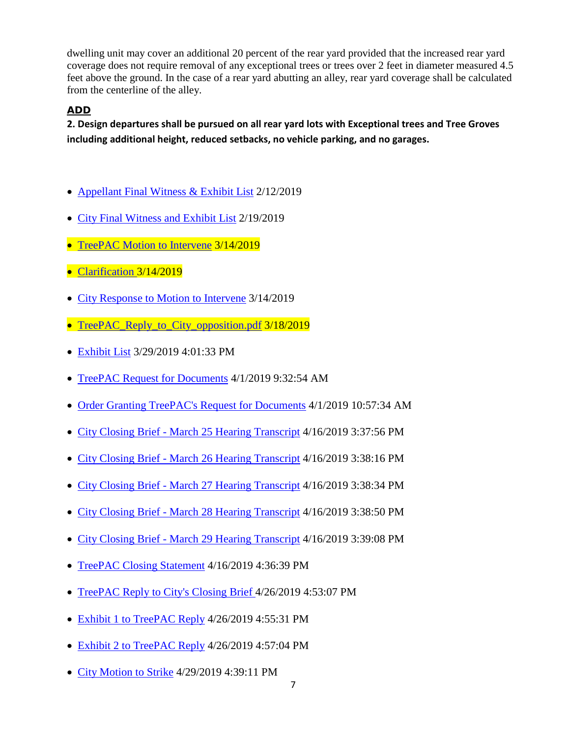dwelling unit may cover an additional 20 percent of the rear yard provided that the increased rear yard coverage does not require removal of any exceptional trees or trees over 2 feet in diameter measured 4.5 feet above the ground. In the case of a rear yard abutting an alley, rear yard coverage shall be calculated from the centerline of the alley.

**ADD**

**2. Design departures shall be pursued on all rear yard lots with Exceptional trees and Tree Groves including additional height, reduced setbacks, no vehicle parking, and no garages.**

- Appellant Final Witness & Exhibit List 2/12/2019
- City Final Witness and Exhibit List 2/19/2019
- TreePAC Motion to Intervene 3/14/2019
- Clarification 3/14/2019
- City Response to Motion to Intervene 3/14/2019
- TreePAC_Reply_to_City_opposition.pdf 3/18/2019
- Exhibit List 3/29/2019 4:01:33 PM
- TreePAC Request for Documents 4/1/2019 9:32:54 AM
- Order Granting TreePAC's Request for Documents 4/1/2019 10:57:34 AM
- City Closing Brief - March 25 Hearing Transcript 4/16/2019 3:37:56 PM
- City Closing Brief - March 26 Hearing Transcript 4/16/2019 3:38:16 PM
- City Closing Brief - March 27 Hearing Transcript 4/16/2019 3:38:34 PM
- City Closing Brief - March 28 Hearing Transcript 4/16/2019 3:38:50 PM
- City Closing Brief - March 29 Hearing Transcript 4/16/2019 3:39:08 PM
- TreePAC Closing Statement 4/16/2019 4:36:39 PM
- TreePAC Reply to City's Closing Brief 4/26/2019 4:53:07 PM
- Exhibit 1 to TreePAC Reply 4/26/2019 4:55:31 PM
- Exhibit 2 to TreePAC Reply 4/26/2019 4:57:04 PM
- City Motion to Strike 4/29/2019 4:39:11 PM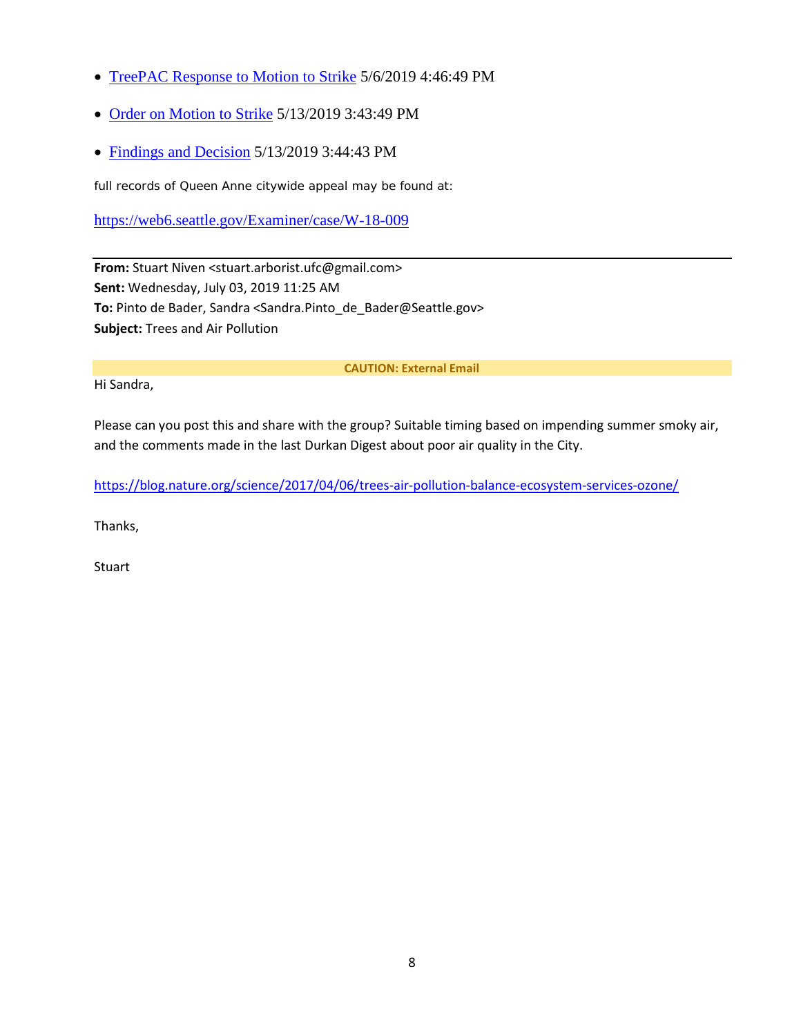- [TreePAC Response to Motion to Strike]() 5/6/2019 4:46:49 PM
- [Order on Motion to Strike]() 5/13/2019 3:43:49 PM
- [Findings and Decision]() 5/13/2019 3:44:43 PM

full records of Queen Anne citywide appeal may be found at:

https://web6.seattle.gov/Examiner/case/W-18-009

---

**From:** Stuart Niven <stuart.arborist.ufc@gmail.com>
**Sent:** Wednesday, July 03, 2019 11:25 AM
**To:** Pinto de Bader, Sandra <Sandra.Pinto_de_Bader@Seattle.gov>
**Subject:** Trees and Air Pollution

**CAUTION: External Email**

Hi Sandra,

Please can you post this and share with the group? Suitable timing based on impending summer smoky air, and the comments made in the last Durkan Digest about poor air quality in the City.

https://blog.nature.org/science/2017/04/06/trees-air-pollution-balance-ecosystem-services-ozone/

Thanks,

Stuart